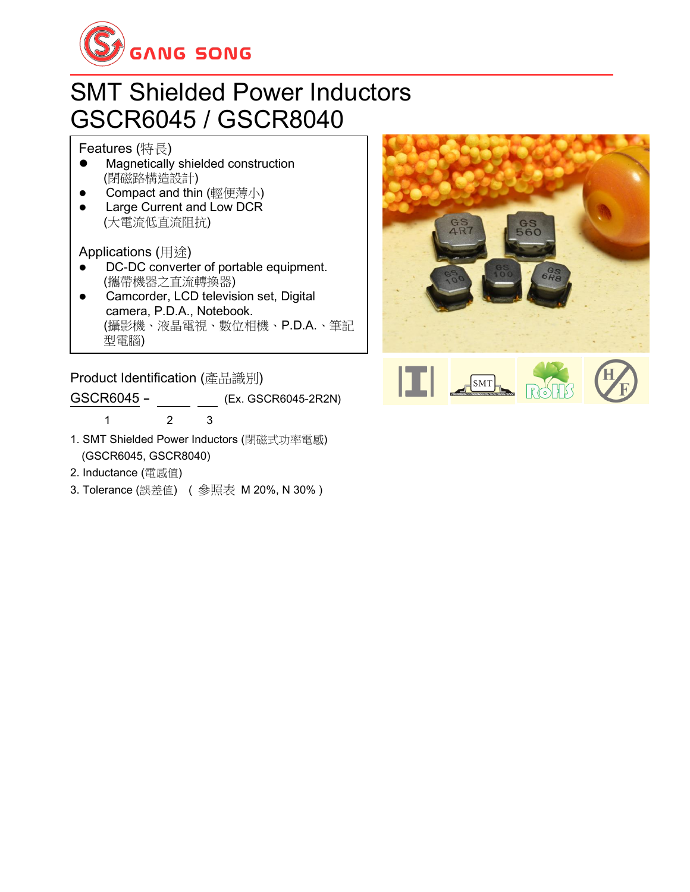GANG SONG

# SMT Shielded Power Inductors
# GSCR6045 / GSCR8040

## Features (特長)

- Magnetically shielded construction
  (閉磁路構造設計)
- Compact and thin (輕便薄小)
- Large Current and Low DCR
  (大電流低直流阻抗)

## Applications (用途)

- DC-DC converter of portable equipment.
  (攜帶機器之直流轉換器)
- Camcorder, LCD television set, Digital camera, P.D.A., Notebook.
  (攝影機、液晶電視、數位相機、P.D.A.、筆記型電腦)

## Product Identification (產品識別)

GSCR6045 – ____ ___ (Ex. GSCR6045-2R2N)

1 2 3

1. SMT Shielded Power Inductors (閉磁式功率電感)
   (GSCR6045, GSCR8040)
2. Inductance (電感值)
3. Tolerance (誤差值) ( 參照表 M 20%, N 30% )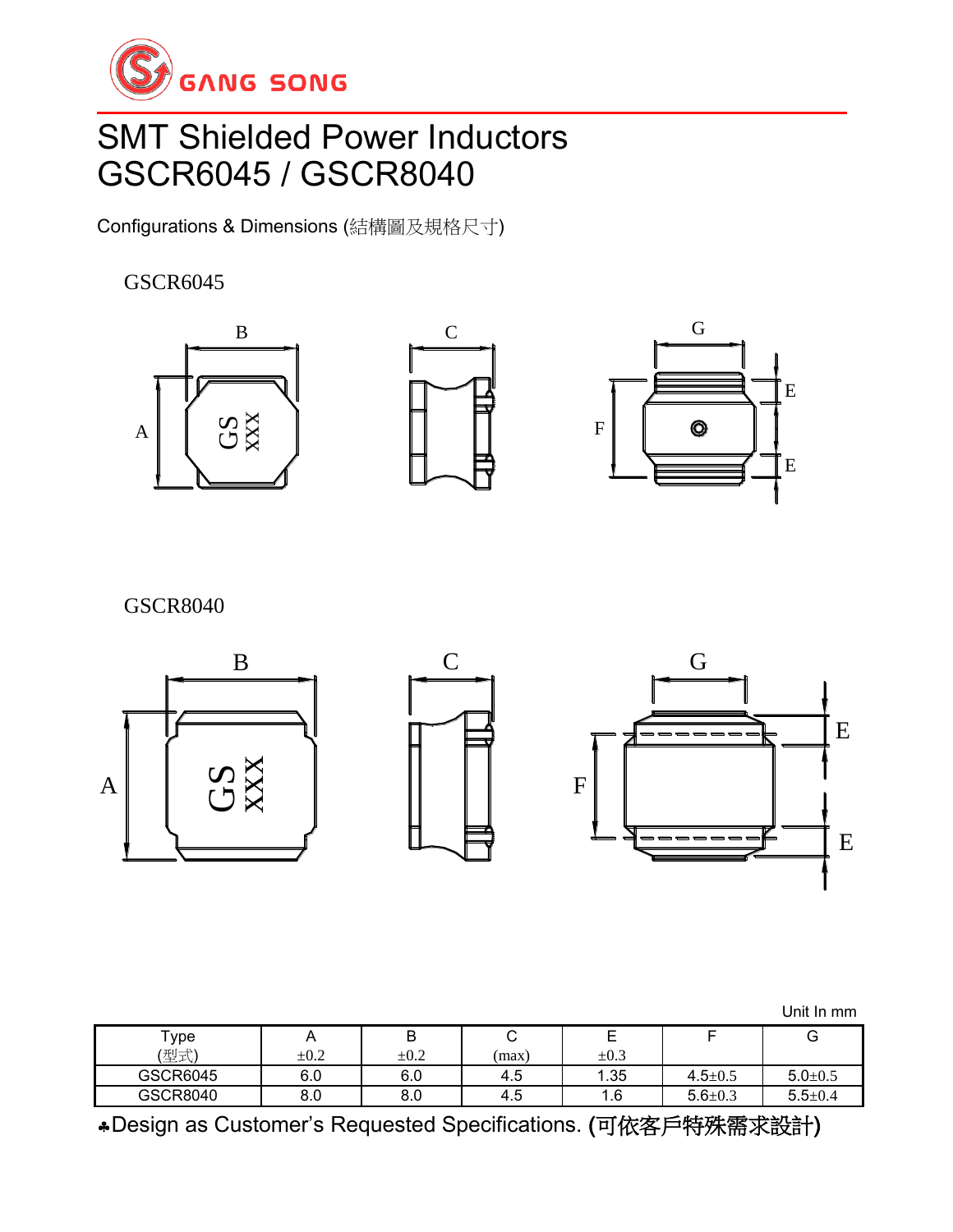GANG SONG

# SMT Shielded Power Inductors
# GSCR6045 / GSCR8040

Configurations & Dimensions (結構圖及規格尺寸)

GSCR6045

GSCR8040

Unit In mm

| Type (型式) | A ±0.2 | B ±0.2 | C (max) | E ±0.3 | F | G |
|---|---|---|---|---|---|---|
| GSCR6045 | 6.0 | 6.0 | 4.5 | 1.35 | 4.5±0.5 | 5.0±0.5 |
| GSCR8040 | 8.0 | 8.0 | 4.5 | 1.6 | 5.6±0.3 | 5.5±0.4 |

♣Design as Customer's Requested Specifications. (可依客戶特殊需求設計)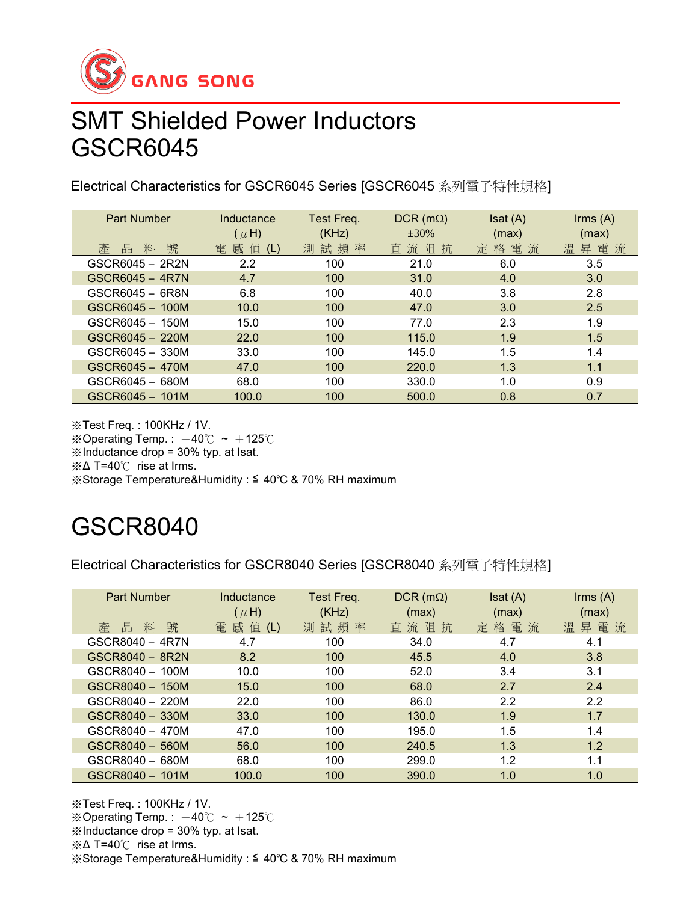GANG SONG

# SMT Shielded Power Inductors
# GSCR6045

Electrical Characteristics for GSCR6045 Series [GSCR6045 系列電子特性規格]

| Part Number<br>產 品 料 號 | Inductance<br>(μH)<br>電 感 值 (L) | Test Freq.<br>(KHz)<br>測 試 頻 率 | DCR (mΩ)<br>±30%<br>直 流 阻 抗 | Isat (A)<br>(max)<br>定 格 電 流 | Irms (A)<br>(max)<br>溫 昇 電 流 |
|---|---|---|---|---|---|
| GSCR6045 – 2R2N | 2.2 | 100 | 21.0 | 6.0 | 3.5 |
| GSCR6045 – 4R7N | 4.7 | 100 | 31.0 | 4.0 | 3.0 |
| GSCR6045 – 6R8N | 6.8 | 100 | 40.0 | 3.8 | 2.8 |
| GSCR6045 – 100M | 10.0 | 100 | 47.0 | 3.0 | 2.5 |
| GSCR6045 – 150M | 15.0 | 100 | 77.0 | 2.3 | 1.9 |
| GSCR6045 – 220M | 22.0 | 100 | 115.0 | 1.9 | 1.5 |
| GSCR6045 – 330M | 33.0 | 100 | 145.0 | 1.5 | 1.4 |
| GSCR6045 – 470M | 47.0 | 100 | 220.0 | 1.3 | 1.1 |
| GSCR6045 – 680M | 68.0 | 100 | 330.0 | 1.0 | 0.9 |
| GSCR6045 – 101M | 100.0 | 100 | 500.0 | 0.8 | 0.7 |

※Test Freq. : 100KHz / 1V.
※Operating Temp. : －40℃ ~ ＋125℃
※Inductance drop = 30% typ. at Isat.
※Δ T=40℃ rise at Irms.
※Storage Temperature&Humidity : ≦ 40℃ & 70% RH maximum

# GSCR8040

Electrical Characteristics for GSCR8040 Series [GSCR8040 系列電子特性規格]

| Part Number<br>產 品 料 號 | Inductance<br>(μH)<br>電 感 值 (L) | Test Freq.<br>(KHz)<br>測 試 頻 率 | DCR (mΩ)<br>(max)<br>直 流 阻 抗 | Isat (A)<br>(max)<br>定 格 電 流 | Irms (A)<br>(max)<br>溫 昇 電 流 |
|---|---|---|---|---|---|
| GSCR8040 – 4R7N | 4.7 | 100 | 34.0 | 4.7 | 4.1 |
| GSCR8040 – 8R2N | 8.2 | 100 | 45.5 | 4.0 | 3.8 |
| GSCR8040 – 100M | 10.0 | 100 | 52.0 | 3.4 | 3.1 |
| GSCR8040 – 150M | 15.0 | 100 | 68.0 | 2.7 | 2.4 |
| GSCR8040 – 220M | 22.0 | 100 | 86.0 | 2.2 | 2.2 |
| GSCR8040 – 330M | 33.0 | 100 | 130.0 | 1.9 | 1.7 |
| GSCR8040 – 470M | 47.0 | 100 | 195.0 | 1.5 | 1.4 |
| GSCR8040 – 560M | 56.0 | 100 | 240.5 | 1.3 | 1.2 |
| GSCR8040 – 680M | 68.0 | 100 | 299.0 | 1.2 | 1.1 |
| GSCR8040 – 101M | 100.0 | 100 | 390.0 | 1.0 | 1.0 |

※Test Freq. : 100KHz / 1V.
※Operating Temp. : －40℃ ~ ＋125℃
※Inductance drop = 30% typ. at Isat.
※Δ T=40℃ rise at Irms.
※Storage Temperature&Humidity : ≦ 40℃ & 70% RH maximum